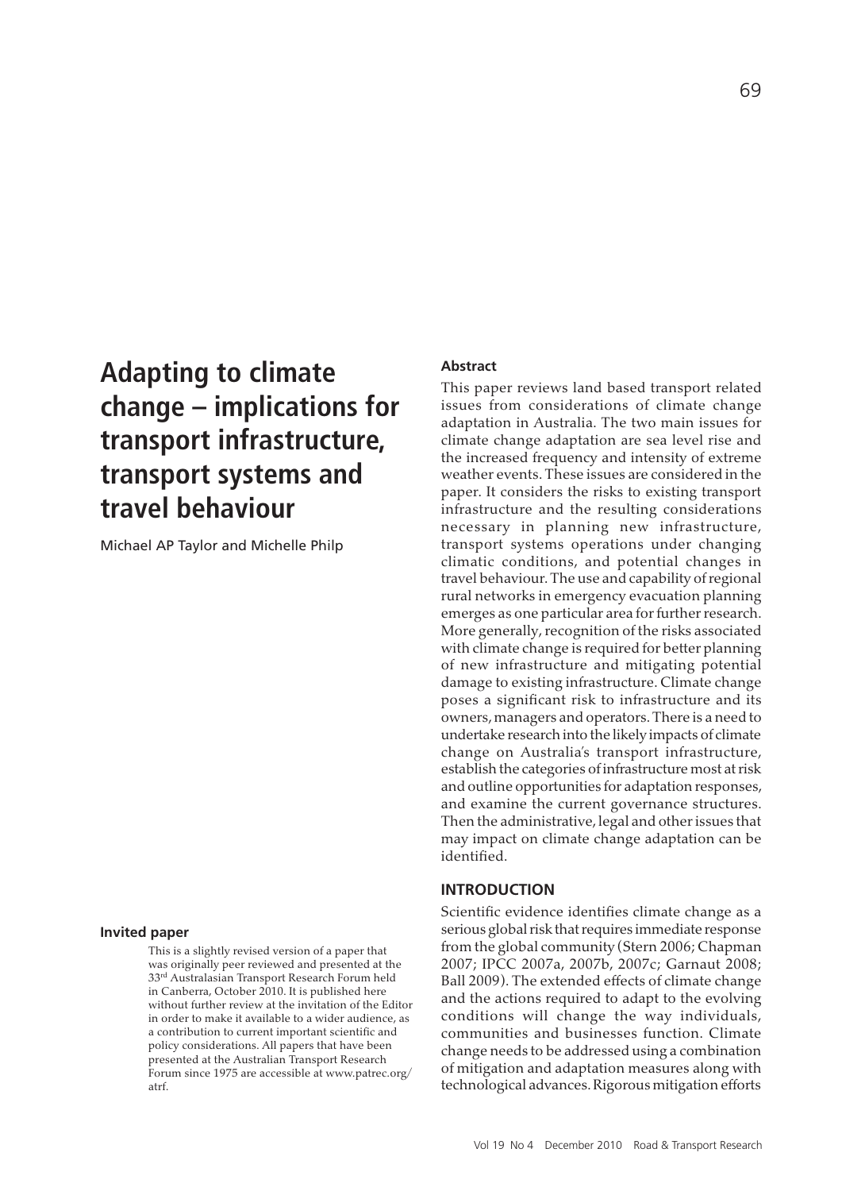# Adapting to climate change – implications for transport infrastructure, transport systems and travel behaviour

Michael AP Taylor and Michelle Philp

**Invited paper**

This is a slightly revised version of a paper that was originally peer reviewed and presented at the 33rd Australasian Transport Research Forum held in Canberra, October 2010. It is published here without further review at the invitation of the Editor in order to make it available to a wider audience, as a contribution to current important scientific and policy considerations. All papers that have been presented at the Australian Transport Research Forum since 1975 are accessible at www.patrec.org/atrf.

**Abstract**

This paper reviews land based transport related issues from considerations of climate change adaptation in Australia. The two main issues for climate change adaptation are sea level rise and the increased frequency and intensity of extreme weather events. These issues are considered in the paper. It considers the risks to existing transport infrastructure and the resulting considerations necessary in planning new infrastructure, transport systems operations under changing climatic conditions, and potential changes in travel behaviour. The use and capability of regional rural networks in emergency evacuation planning emerges as one particular area for further research. More generally, recognition of the risks associated with climate change is required for better planning of new infrastructure and mitigating potential damage to existing infrastructure. Climate change poses a significant risk to infrastructure and its owners, managers and operators. There is a need to undertake research into the likely impacts of climate change on Australia's transport infrastructure, establish the categories of infrastructure most at risk and outline opportunities for adaptation responses, and examine the current governance structures. Then the administrative, legal and other issues that may impact on climate change adaptation can be identified.

## INTRODUCTION

Scientific evidence identifies climate change as a serious global risk that requires immediate response from the global community (Stern 2006; Chapman 2007; IPCC 2007a, 2007b, 2007c; Garnaut 2008; Ball 2009). The extended effects of climate change and the actions required to adapt to the evolving conditions will change the way individuals, communities and businesses function. Climate change needs to be addressed using a combination of mitigation and adaptation measures along with technological advances. Rigorous mitigation efforts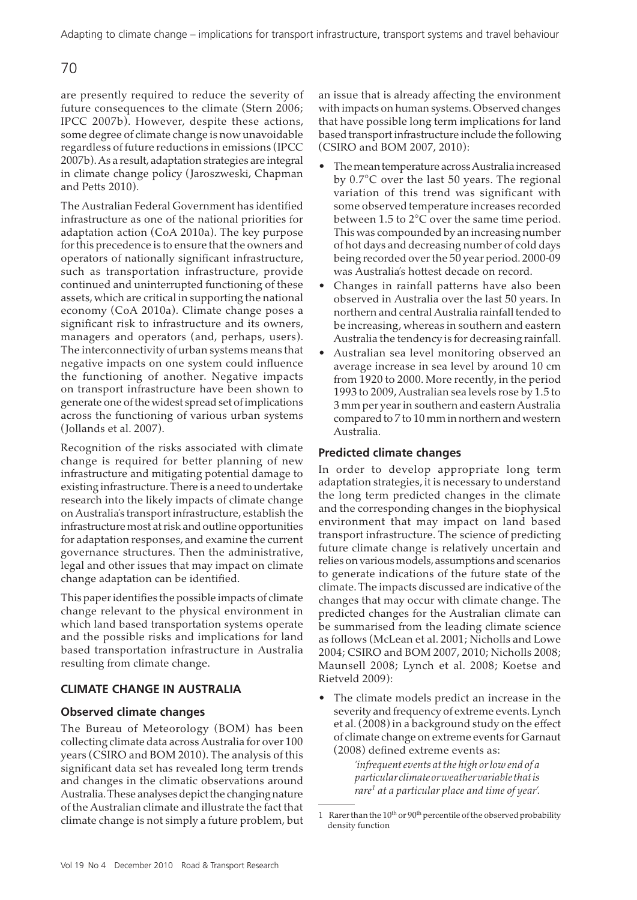are presently required to reduce the severity of future consequences to the climate (Stern 2006; IPCC 2007b). However, despite these actions, some degree of climate change is now unavoidable regardless of future reductions in emissions (IPCC 2007b). As a result, adaptation strategies are integral in climate change policy (Jaroszweski, Chapman and Petts 2010).

The Australian Federal Government has identified infrastructure as one of the national priorities for adaptation action (CoA 2010a). The key purpose for this precedence is to ensure that the owners and operators of nationally significant infrastructure, such as transportation infrastructure, provide continued and uninterrupted functioning of these assets, which are critical in supporting the national economy (CoA 2010a). Climate change poses a significant risk to infrastructure and its owners, managers and operators (and, perhaps, users). The interconnectivity of urban systems means that negative impacts on one system could influence the functioning of another. Negative impacts on transport infrastructure have been shown to generate one of the widest spread set of implications across the functioning of various urban systems (Jollands et al. 2007).

Recognition of the risks associated with climate change is required for better planning of new infrastructure and mitigating potential damage to existing infrastructure. There is a need to undertake research into the likely impacts of climate change on Australia's transport infrastructure, establish the infrastructure most at risk and outline opportunities for adaptation responses, and examine the current governance structures. Then the administrative, legal and other issues that may impact on climate change adaptation can be identified.

This paper identifies the possible impacts of climate change relevant to the physical environment in which land based transportation systems operate and the possible risks and implications for land based transportation infrastructure in Australia resulting from climate change.

## CLIMATE CHANGE IN AUSTRALIA

### Observed climate changes

The Bureau of Meteorology (BOM) has been collecting climate data across Australia for over 100 years (CSIRO and BOM 2010). The analysis of this significant data set has revealed long term trends and changes in the climatic observations around Australia. These analyses depict the changing nature of the Australian climate and illustrate the fact that climate change is not simply a future problem, but an issue that is already affecting the environment with impacts on human systems. Observed changes that have possible long term implications for land based transport infrastructure include the following (CSIRO and BOM 2007, 2010):

- The mean temperature across Australia increased by 0.7°C over the last 50 years. The regional variation of this trend was significant with some observed temperature increases recorded between 1.5 to 2°C over the same time period. This was compounded by an increasing number of hot days and decreasing number of cold days being recorded over the 50 year period. 2000-09 was Australia's hottest decade on record.
- Changes in rainfall patterns have also been observed in Australia over the last 50 years. In northern and central Australia rainfall tended to be increasing, whereas in southern and eastern Australia the tendency is for decreasing rainfall.
- Australian sea level monitoring observed an average increase in sea level by around 10 cm from 1920 to 2000. More recently, in the period 1993 to 2009, Australian sea levels rose by 1.5 to 3 mm per year in southern and eastern Australia compared to 7 to 10 mm in northern and western Australia.

### Predicted climate changes

In order to develop appropriate long term adaptation strategies, it is necessary to understand the long term predicted changes in the climate and the corresponding changes in the biophysical environment that may impact on land based transport infrastructure. The science of predicting future climate change is relatively uncertain and relies on various models, assumptions and scenarios to generate indications of the future state of the climate. The impacts discussed are indicative of the changes that may occur with climate change. The predicted changes for the Australian climate can be summarised from the leading climate science as follows (McLean et al. 2001; Nicholls and Lowe 2004; CSIRO and BOM 2007, 2010; Nicholls 2008; Maunsell 2008; Lynch et al. 2008; Koetse and Rietveld 2009):

- The climate models predict an increase in the severity and frequency of extreme events. Lynch et al. (2008) in a background study on the effect of climate change on extreme events for Garnaut (2008) defined extreme events as:

  > *'infrequent events at the high or low end of a particular climate or weather variable that is rare[1] at a particular place and time of year'.*

[1] Rarer than the 10th or 90th percentile of the observed probability density function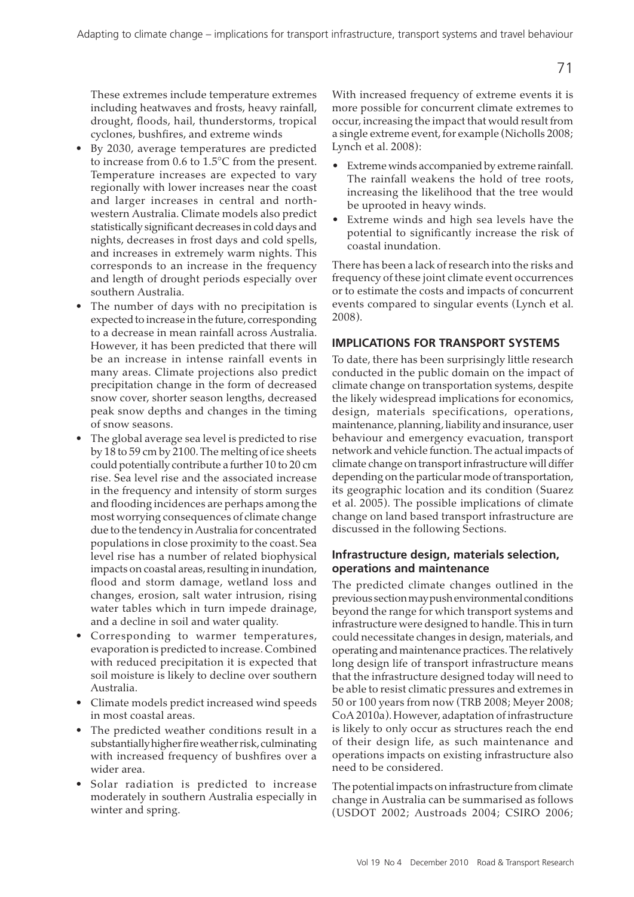These extremes include temperature extremes including heatwaves and frosts, heavy rainfall, drought, floods, hail, thunderstorms, tropical cyclones, bushfires, and extreme winds

- By 2030, average temperatures are predicted to increase from 0.6 to 1.5°C from the present. Temperature increases are expected to vary regionally with lower increases near the coast and larger increases in central and north-western Australia. Climate models also predict statistically significant decreases in cold days and nights, decreases in frost days and cold spells, and increases in extremely warm nights. This corresponds to an increase in the frequency and length of drought periods especially over southern Australia.
- The number of days with no precipitation is expected to increase in the future, corresponding to a decrease in mean rainfall across Australia. However, it has been predicted that there will be an increase in intense rainfall events in many areas. Climate projections also predict precipitation change in the form of decreased snow cover, shorter season lengths, decreased peak snow depths and changes in the timing of snow seasons.
- The global average sea level is predicted to rise by 18 to 59 cm by 2100. The melting of ice sheets could potentially contribute a further 10 to 20 cm rise. Sea level rise and the associated increase in the frequency and intensity of storm surges and flooding incidences are perhaps among the most worrying consequences of climate change due to the tendency in Australia for concentrated populations in close proximity to the coast. Sea level rise has a number of related biophysical impacts on coastal areas, resulting in inundation, flood and storm damage, wetland loss and changes, erosion, salt water intrusion, rising water tables which in turn impede drainage, and a decline in soil and water quality.
- Corresponding to warmer temperatures, evaporation is predicted to increase. Combined with reduced precipitation it is expected that soil moisture is likely to decline over southern Australia.
- Climate models predict increased wind speeds in most coastal areas.
- The predicted weather conditions result in a substantially higher fire weather risk, culminating with increased frequency of bushfires over a wider area.
- Solar radiation is predicted to increase moderately in southern Australia especially in winter and spring.

With increased frequency of extreme events it is more possible for concurrent climate extremes to occur, increasing the impact that would result from a single extreme event, for example (Nicholls 2008; Lynch et al. 2008):

- Extreme winds accompanied by extreme rainfall. The rainfall weakens the hold of tree roots, increasing the likelihood that the tree would be uprooted in heavy winds.
- Extreme winds and high sea levels have the potential to significantly increase the risk of coastal inundation.

There has been a lack of research into the risks and frequency of these joint climate event occurrences or to estimate the costs and impacts of concurrent events compared to singular events (Lynch et al. 2008).

## IMPLICATIONS FOR TRANSPORT SYSTEMS

To date, there has been surprisingly little research conducted in the public domain on the impact of climate change on transportation systems, despite the likely widespread implications for economics, design, materials specifications, operations, maintenance, planning, liability and insurance, user behaviour and emergency evacuation, transport network and vehicle function. The actual impacts of climate change on transport infrastructure will differ depending on the particular mode of transportation, its geographic location and its condition (Suarez et al. 2005). The possible implications of climate change on land based transport infrastructure are discussed in the following Sections.

### Infrastructure design, materials selection, operations and maintenance

The predicted climate changes outlined in the previous section may push environmental conditions beyond the range for which transport systems and infrastructure were designed to handle. This in turn could necessitate changes in design, materials, and operating and maintenance practices. The relatively long design life of transport infrastructure means that the infrastructure designed today will need to be able to resist climatic pressures and extremes in 50 or 100 years from now (TRB 2008; Meyer 2008; CoA 2010a). However, adaptation of infrastructure is likely to only occur as structures reach the end of their design life, as such maintenance and operations impacts on existing infrastructure also need to be considered.

The potential impacts on infrastructure from climate change in Australia can be summarised as follows (USDOT 2002; Austroads 2004; CSIRO 2006;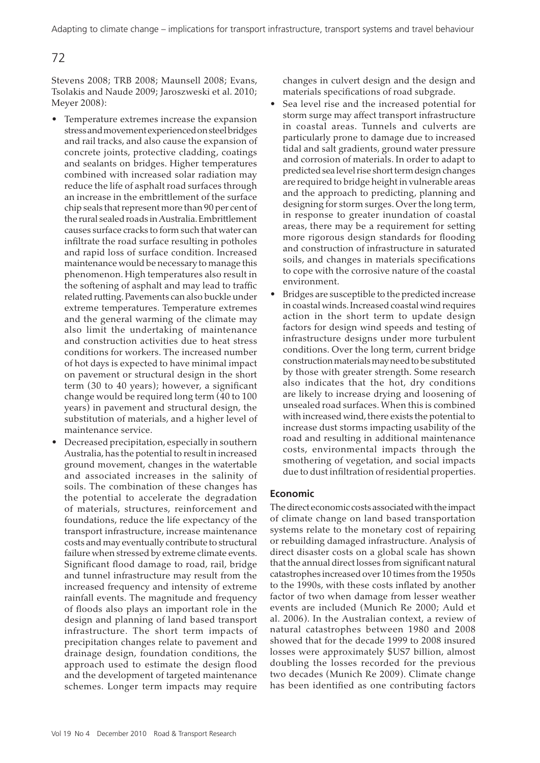Stevens 2008; TRB 2008; Maunsell 2008; Evans, Tsolakis and Naude 2009; Jaroszweski et al. 2010; Meyer 2008):

- Temperature extremes increase the expansion stress and movement experienced on steel bridges and rail tracks, and also cause the expansion of concrete joints, protective cladding, coatings and sealants on bridges. Higher temperatures combined with increased solar radiation may reduce the life of asphalt road surfaces through an increase in the embrittlement of the surface chip seals that represent more than 90 per cent of the rural sealed roads in Australia. Embrittlement causes surface cracks to form such that water can infiltrate the road surface resulting in potholes and rapid loss of surface condition. Increased maintenance would be necessary to manage this phenomenon. High temperatures also result in the softening of asphalt and may lead to traffic related rutting. Pavements can also buckle under extreme temperatures. Temperature extremes and the general warming of the climate may also limit the undertaking of maintenance and construction activities due to heat stress conditions for workers. The increased number of hot days is expected to have minimal impact on pavement or structural design in the short term (30 to 40 years); however, a significant change would be required long term (40 to 100 years) in pavement and structural design, the substitution of materials, and a higher level of maintenance service.
- Decreased precipitation, especially in southern Australia, has the potential to result in increased ground movement, changes in the watertable and associated increases in the salinity of soils. The combination of these changes has the potential to accelerate the degradation of materials, structures, reinforcement and foundations, reduce the life expectancy of the transport infrastructure, increase maintenance costs and may eventually contribute to structural failure when stressed by extreme climate events. Significant flood damage to road, rail, bridge and tunnel infrastructure may result from the increased frequency and intensity of extreme rainfall events. The magnitude and frequency of floods also plays an important role in the design and planning of land based transport infrastructure. The short term impacts of precipitation changes relate to pavement and drainage design, foundation conditions, the approach used to estimate the design flood and the development of targeted maintenance schemes. Longer term impacts may require changes in culvert design and the design and materials specifications of road subgrade.
- Sea level rise and the increased potential for storm surge may affect transport infrastructure in coastal areas. Tunnels and culverts are particularly prone to damage due to increased tidal and salt gradients, ground water pressure and corrosion of materials. In order to adapt to predicted sea level rise short term design changes are required to bridge height in vulnerable areas and the approach to predicting, planning and designing for storm surges. Over the long term, in response to greater inundation of coastal areas, there may be a requirement for setting more rigorous design standards for flooding and construction of infrastructure in saturated soils, and changes in materials specifications to cope with the corrosive nature of the coastal environment.
- Bridges are susceptible to the predicted increase in coastal winds. Increased coastal wind requires action in the short term to update design factors for design wind speeds and testing of infrastructure designs under more turbulent conditions. Over the long term, current bridge construction materials may need to be substituted by those with greater strength. Some research also indicates that the hot, dry conditions are likely to increase drying and loosening of unsealed road surfaces. When this is combined with increased wind, there exists the potential to increase dust storms impacting usability of the road and resulting in additional maintenance costs, environmental impacts through the smothering of vegetation, and social impacts due to dust infiltration of residential properties.

### Economic

The direct economic costs associated with the impact of climate change on land based transportation systems relate to the monetary cost of repairing or rebuilding damaged infrastructure. Analysis of direct disaster costs on a global scale has shown that the annual direct losses from significant natural catastrophes increased over 10 times from the 1950s to the 1990s, with these costs inflated by another factor of two when damage from lesser weather events are included (Munich Re 2000; Auld et al. 2006). In the Australian context, a review of natural catastrophes between 1980 and 2008 showed that for the decade 1999 to 2008 insured losses were approximately $US7 billion, almost doubling the losses recorded for the previous two decades (Munich Re 2009). Climate change has been identified as one contributing factors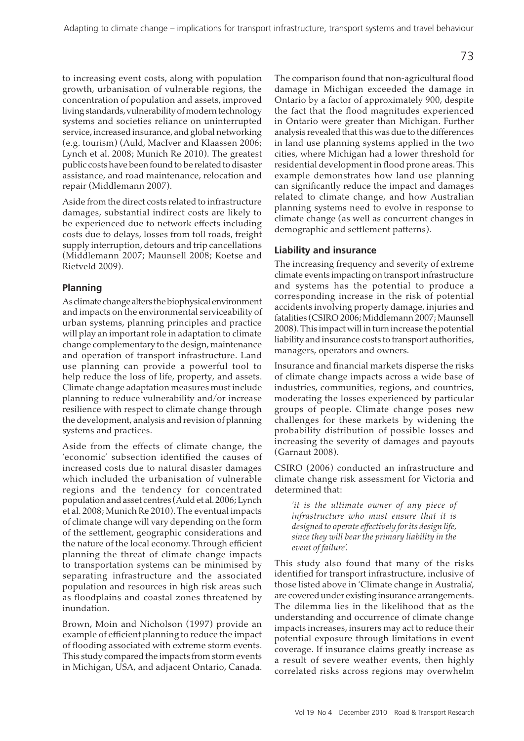to increasing event costs, along with population growth, urbanisation of vulnerable regions, the concentration of population and assets, improved living standards, vulnerability of modern technology systems and societies reliance on uninterrupted service, increased insurance, and global networking (e.g. tourism) (Auld, MacIver and Klaassen 2006; Lynch et al. 2008; Munich Re 2010). The greatest public costs have been found to be related to disaster assistance, and road maintenance, relocation and repair (Middlemann 2007).

Aside from the direct costs related to infrastructure damages, substantial indirect costs are likely to be experienced due to network effects including costs due to delays, losses from toll roads, freight supply interruption, detours and trip cancellations (Middlemann 2007; Maunsell 2008; Koetse and Rietveld 2009).

### Planning

As climate change alters the biophysical environment and impacts on the environmental serviceability of urban systems, planning principles and practice will play an important role in adaptation to climate change complementary to the design, maintenance and operation of transport infrastructure. Land use planning can provide a powerful tool to help reduce the loss of life, property, and assets. Climate change adaptation measures must include planning to reduce vulnerability and/or increase resilience with respect to climate change through the development, analysis and revision of planning systems and practices.

Aside from the effects of climate change, the 'economic' subsection identified the causes of increased costs due to natural disaster damages which included the urbanisation of vulnerable regions and the tendency for concentrated population and asset centres (Auld et al. 2006; Lynch et al. 2008; Munich Re 2010). The eventual impacts of climate change will vary depending on the form of the settlement, geographic considerations and the nature of the local economy. Through efficient planning the threat of climate change impacts to transportation systems can be minimised by separating infrastructure and the associated population and resources in high risk areas such as floodplains and coastal zones threatened by inundation.

Brown, Moin and Nicholson (1997) provide an example of efficient planning to reduce the impact of flooding associated with extreme storm events. This study compared the impacts from storm events in Michigan, USA, and adjacent Ontario, Canada. The comparison found that non-agricultural flood damage in Michigan exceeded the damage in Ontario by a factor of approximately 900, despite the fact that the flood magnitudes experienced in Ontario were greater than Michigan. Further analysis revealed that this was due to the differences in land use planning systems applied in the two cities, where Michigan had a lower threshold for residential development in flood prone areas. This example demonstrates how land use planning can significantly reduce the impact and damages related to climate change, and how Australian planning systems need to evolve in response to climate change (as well as concurrent changes in demographic and settlement patterns).

### Liability and insurance

The increasing frequency and severity of extreme climate events impacting on transport infrastructure and systems has the potential to produce a corresponding increase in the risk of potential accidents involving property damage, injuries and fatalities (CSIRO 2006; Middlemann 2007; Maunsell 2008). This impact will in turn increase the potential liability and insurance costs to transport authorities, managers, operators and owners.

Insurance and financial markets disperse the risks of climate change impacts across a wide base of industries, communities, regions, and countries, moderating the losses experienced by particular groups of people. Climate change poses new challenges for these markets by widening the probability distribution of possible losses and increasing the severity of damages and payouts (Garnaut 2008).

CSIRO (2006) conducted an infrastructure and climate change risk assessment for Victoria and determined that:

> *'it is the ultimate owner of any piece of infrastructure who must ensure that it is designed to operate effectively for its design life, since they will bear the primary liability in the event of failure'.*

This study also found that many of the risks identified for transport infrastructure, inclusive of those listed above in 'Climate change in Australia', are covered under existing insurance arrangements. The dilemma lies in the likelihood that as the understanding and occurrence of climate change impacts increases, insurers may act to reduce their potential exposure through limitations in event coverage. If insurance claims greatly increase as a result of severe weather events, then highly correlated risks across regions may overwhelm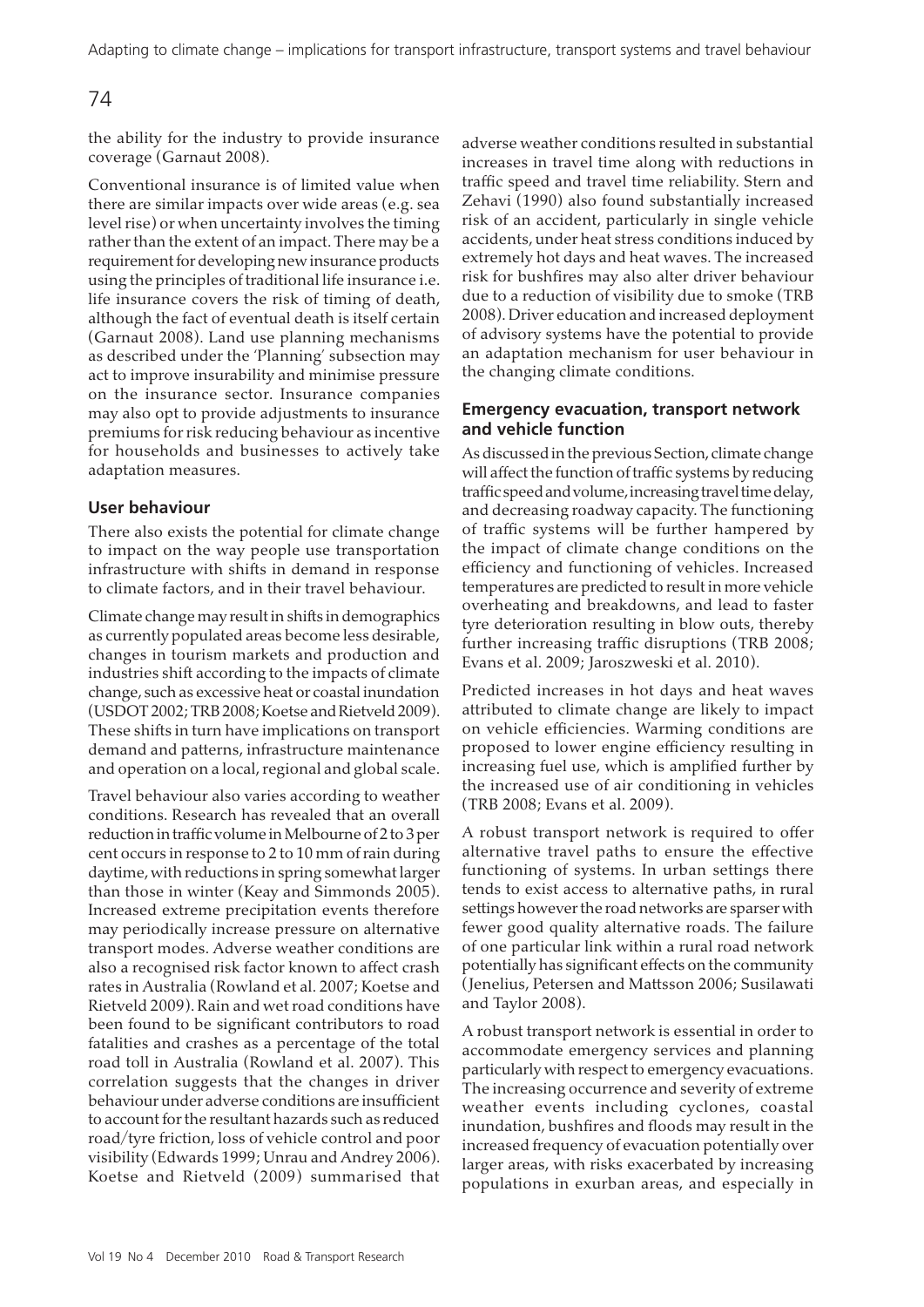the ability for the industry to provide insurance coverage (Garnaut 2008).

Conventional insurance is of limited value when there are similar impacts over wide areas (e.g. sea level rise) or when uncertainty involves the timing rather than the extent of an impact. There may be a requirement for developing new insurance products using the principles of traditional life insurance i.e. life insurance covers the risk of timing of death, although the fact of eventual death is itself certain (Garnaut 2008). Land use planning mechanisms as described under the 'Planning' subsection may act to improve insurability and minimise pressure on the insurance sector. Insurance companies may also opt to provide adjustments to insurance premiums for risk reducing behaviour as incentive for households and businesses to actively take adaptation measures.

### User behaviour

There also exists the potential for climate change to impact on the way people use transportation infrastructure with shifts in demand in response to climate factors, and in their travel behaviour.

Climate change may result in shifts in demographics as currently populated areas become less desirable, changes in tourism markets and production and industries shift according to the impacts of climate change, such as excessive heat or coastal inundation (USDOT 2002; TRB 2008; Koetse and Rietveld 2009). These shifts in turn have implications on transport demand and patterns, infrastructure maintenance and operation on a local, regional and global scale.

Travel behaviour also varies according to weather conditions. Research has revealed that an overall reduction in traffic volume in Melbourne of 2 to 3 per cent occurs in response to 2 to 10 mm of rain during daytime, with reductions in spring somewhat larger than those in winter (Keay and Simmonds 2005). Increased extreme precipitation events therefore may periodically increase pressure on alternative transport modes. Adverse weather conditions are also a recognised risk factor known to affect crash rates in Australia (Rowland et al. 2007; Koetse and Rietveld 2009). Rain and wet road conditions have been found to be significant contributors to road fatalities and crashes as a percentage of the total road toll in Australia (Rowland et al. 2007). This correlation suggests that the changes in driver behaviour under adverse conditions are insufficient to account for the resultant hazards such as reduced road/tyre friction, loss of vehicle control and poor visibility (Edwards 1999; Unrau and Andrey 2006). Koetse and Rietveld (2009) summarised that adverse weather conditions resulted in substantial increases in travel time along with reductions in traffic speed and travel time reliability. Stern and Zehavi (1990) also found substantially increased risk of an accident, particularly in single vehicle accidents, under heat stress conditions induced by extremely hot days and heat waves. The increased risk for bushfires may also alter driver behaviour due to a reduction of visibility due to smoke (TRB 2008). Driver education and increased deployment of advisory systems have the potential to provide an adaptation mechanism for user behaviour in the changing climate conditions.

### Emergency evacuation, transport network and vehicle function

As discussed in the previous Section, climate change will affect the function of traffic systems by reducing traffic speed and volume, increasing travel time delay, and decreasing roadway capacity. The functioning of traffic systems will be further hampered by the impact of climate change conditions on the efficiency and functioning of vehicles. Increased temperatures are predicted to result in more vehicle overheating and breakdowns, and lead to faster tyre deterioration resulting in blow outs, thereby further increasing traffic disruptions (TRB 2008; Evans et al. 2009; Jaroszweski et al. 2010).

Predicted increases in hot days and heat waves attributed to climate change are likely to impact on vehicle efficiencies. Warming conditions are proposed to lower engine efficiency resulting in increasing fuel use, which is amplified further by the increased use of air conditioning in vehicles (TRB 2008; Evans et al. 2009).

A robust transport network is required to offer alternative travel paths to ensure the effective functioning of systems. In urban settings there tends to exist access to alternative paths, in rural settings however the road networks are sparser with fewer good quality alternative roads. The failure of one particular link within a rural road network potentially has significant effects on the community (Jenelius, Petersen and Mattsson 2006; Susilawati and Taylor 2008).

A robust transport network is essential in order to accommodate emergency services and planning particularly with respect to emergency evacuations. The increasing occurrence and severity of extreme weather events including cyclones, coastal inundation, bushfires and floods may result in the increased frequency of evacuation potentially over larger areas, with risks exacerbated by increasing populations in exurban areas, and especially in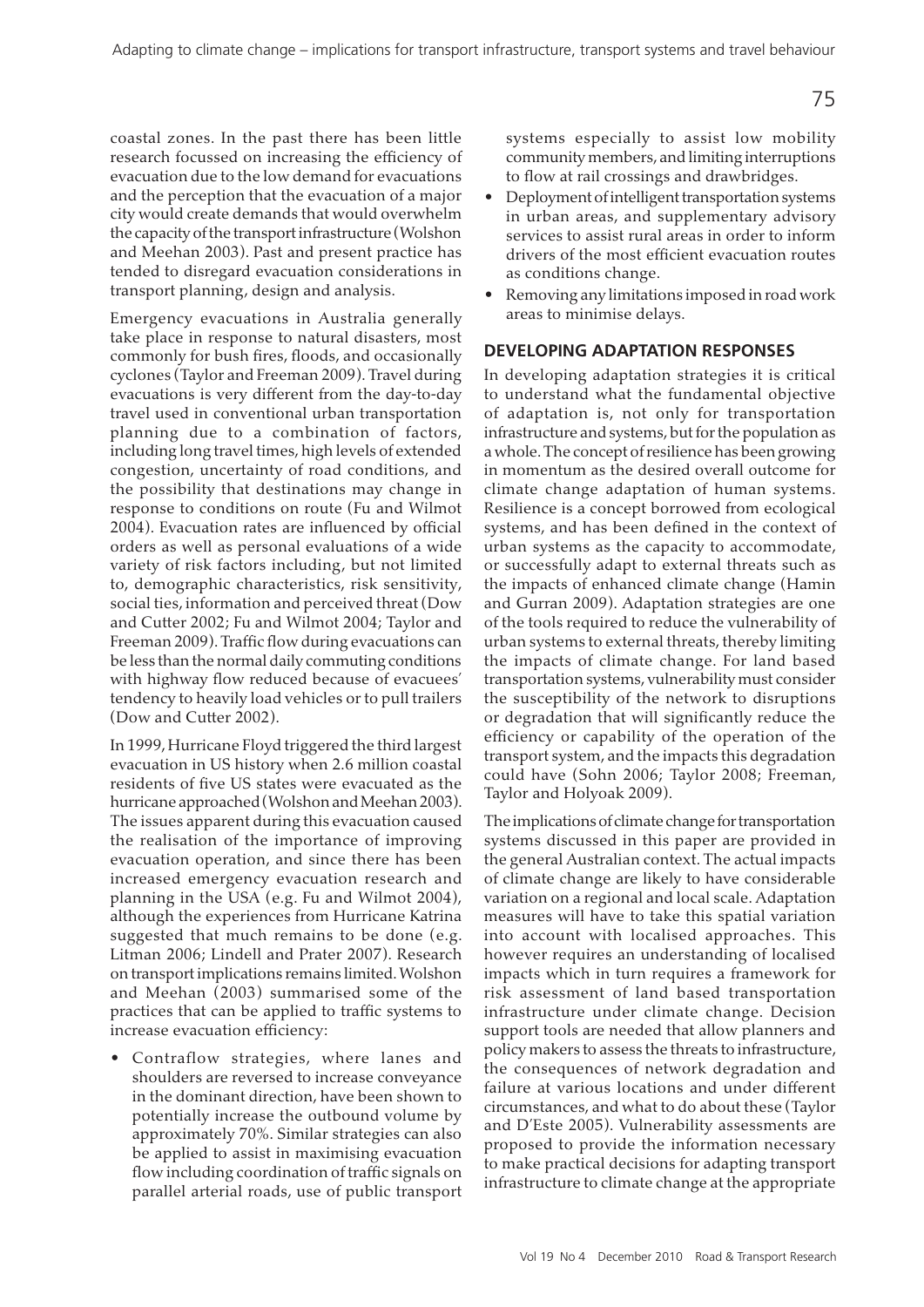coastal zones. In the past there has been little research focussed on increasing the efficiency of evacuation due to the low demand for evacuations and the perception that the evacuation of a major city would create demands that would overwhelm the capacity of the transport infrastructure (Wolshon and Meehan 2003). Past and present practice has tended to disregard evacuation considerations in transport planning, design and analysis.

Emergency evacuations in Australia generally take place in response to natural disasters, most commonly for bush fires, floods, and occasionally cyclones (Taylor and Freeman 2009). Travel during evacuations is very different from the day-to-day travel used in conventional urban transportation planning due to a combination of factors, including long travel times, high levels of extended congestion, uncertainty of road conditions, and the possibility that destinations may change in response to conditions on route (Fu and Wilmot 2004). Evacuation rates are influenced by official orders as well as personal evaluations of a wide variety of risk factors including, but not limited to, demographic characteristics, risk sensitivity, social ties, information and perceived threat (Dow and Cutter 2002; Fu and Wilmot 2004; Taylor and Freeman 2009). Traffic flow during evacuations can be less than the normal daily commuting conditions with highway flow reduced because of evacuees' tendency to heavily load vehicles or to pull trailers (Dow and Cutter 2002).

In 1999, Hurricane Floyd triggered the third largest evacuation in US history when 2.6 million coastal residents of five US states were evacuated as the hurricane approached (Wolshon and Meehan 2003). The issues apparent during this evacuation caused the realisation of the importance of improving evacuation operation, and since there has been increased emergency evacuation research and planning in the USA (e.g. Fu and Wilmot 2004), although the experiences from Hurricane Katrina suggested that much remains to be done (e.g. Litman 2006; Lindell and Prater 2007). Research on transport implications remains limited. Wolshon and Meehan (2003) summarised some of the practices that can be applied to traffic systems to increase evacuation efficiency:

- Contraflow strategies, where lanes and shoulders are reversed to increase conveyance in the dominant direction, have been shown to potentially increase the outbound volume by approximately 70%. Similar strategies can also be applied to assist in maximising evacuation flow including coordination of traffic signals on parallel arterial roads, use of public transport systems especially to assist low mobility community members, and limiting interruptions to flow at rail crossings and drawbridges.
- Deployment of intelligent transportation systems in urban areas, and supplementary advisory services to assist rural areas in order to inform drivers of the most efficient evacuation routes as conditions change.
- Removing any limitations imposed in road work areas to minimise delays.

## DEVELOPING ADAPTATION RESPONSES

In developing adaptation strategies it is critical to understand what the fundamental objective of adaptation is, not only for transportation infrastructure and systems, but for the population as a whole. The concept of resilience has been growing in momentum as the desired overall outcome for climate change adaptation of human systems. Resilience is a concept borrowed from ecological systems, and has been defined in the context of urban systems as the capacity to accommodate, or successfully adapt to external threats such as the impacts of enhanced climate change (Hamin and Gurran 2009). Adaptation strategies are one of the tools required to reduce the vulnerability of urban systems to external threats, thereby limiting the impacts of climate change. For land based transportation systems, vulnerability must consider the susceptibility of the network to disruptions or degradation that will significantly reduce the efficiency or capability of the operation of the transport system, and the impacts this degradation could have (Sohn 2006; Taylor 2008; Freeman, Taylor and Holyoak 2009).

The implications of climate change for transportation systems discussed in this paper are provided in the general Australian context. The actual impacts of climate change are likely to have considerable variation on a regional and local scale. Adaptation measures will have to take this spatial variation into account with localised approaches. This however requires an understanding of localised impacts which in turn requires a framework for risk assessment of land based transportation infrastructure under climate change. Decision support tools are needed that allow planners and policy makers to assess the threats to infrastructure, the consequences of network degradation and failure at various locations and under different circumstances, and what to do about these (Taylor and D'Este 2005). Vulnerability assessments are proposed to provide the information necessary to make practical decisions for adapting transport infrastructure to climate change at the appropriate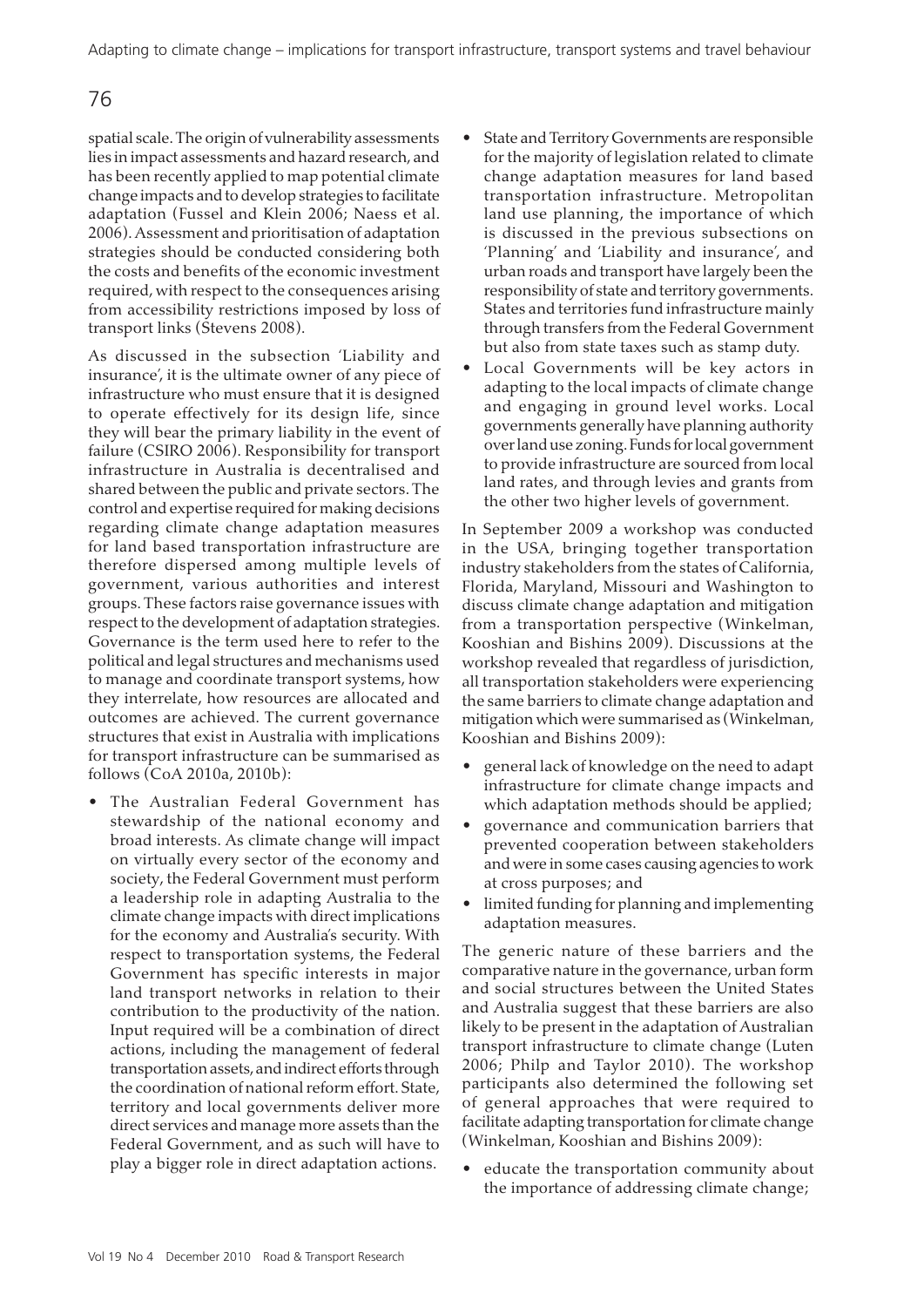spatial scale. The origin of vulnerability assessments lies in impact assessments and hazard research, and has been recently applied to map potential climate change impacts and to develop strategies to facilitate adaptation (Fussel and Klein 2006; Naess et al. 2006). Assessment and prioritisation of adaptation strategies should be conducted considering both the costs and benefits of the economic investment required, with respect to the consequences arising from accessibility restrictions imposed by loss of transport links (Stevens 2008).

As discussed in the subsection 'Liability and insurance', it is the ultimate owner of any piece of infrastructure who must ensure that it is designed to operate effectively for its design life, since they will bear the primary liability in the event of failure (CSIRO 2006). Responsibility for transport infrastructure in Australia is decentralised and shared between the public and private sectors. The control and expertise required for making decisions regarding climate change adaptation measures for land based transportation infrastructure are therefore dispersed among multiple levels of government, various authorities and interest groups. These factors raise governance issues with respect to the development of adaptation strategies. Governance is the term used here to refer to the political and legal structures and mechanisms used to manage and coordinate transport systems, how they interrelate, how resources are allocated and outcomes are achieved. The current governance structures that exist in Australia with implications for transport infrastructure can be summarised as follows (CoA 2010a, 2010b):

- The Australian Federal Government has stewardship of the national economy and broad interests. As climate change will impact on virtually every sector of the economy and society, the Federal Government must perform a leadership role in adapting Australia to the climate change impacts with direct implications for the economy and Australia's security. With respect to transportation systems, the Federal Government has specific interests in major land transport networks in relation to their contribution to the productivity of the nation. Input required will be a combination of direct actions, including the management of federal transportation assets, and indirect efforts through the coordination of national reform effort. State, territory and local governments deliver more direct services and manage more assets than the Federal Government, and as such will have to play a bigger role in direct adaptation actions.
- State and Territory Governments are responsible for the majority of legislation related to climate change adaptation measures for land based transportation infrastructure. Metropolitan land use planning, the importance of which is discussed in the previous subsections on 'Planning' and 'Liability and insurance', and urban roads and transport have largely been the responsibility of state and territory governments. States and territories fund infrastructure mainly through transfers from the Federal Government but also from state taxes such as stamp duty.
- Local Governments will be key actors in adapting to the local impacts of climate change and engaging in ground level works. Local governments generally have planning authority over land use zoning. Funds for local government to provide infrastructure are sourced from local land rates, and through levies and grants from the other two higher levels of government.

In September 2009 a workshop was conducted in the USA, bringing together transportation industry stakeholders from the states of California, Florida, Maryland, Missouri and Washington to discuss climate change adaptation and mitigation from a transportation perspective (Winkelman, Kooshian and Bishins 2009). Discussions at the workshop revealed that regardless of jurisdiction, all transportation stakeholders were experiencing the same barriers to climate change adaptation and mitigation which were summarised as (Winkelman, Kooshian and Bishins 2009):

- general lack of knowledge on the need to adapt infrastructure for climate change impacts and which adaptation methods should be applied;
- governance and communication barriers that prevented cooperation between stakeholders and were in some cases causing agencies to work at cross purposes; and
- limited funding for planning and implementing adaptation measures.

The generic nature of these barriers and the comparative nature in the governance, urban form and social structures between the United States and Australia suggest that these barriers are also likely to be present in the adaptation of Australian transport infrastructure to climate change (Luten 2006; Philp and Taylor 2010). The workshop participants also determined the following set of general approaches that were required to facilitate adapting transportation for climate change (Winkelman, Kooshian and Bishins 2009):

- educate the transportation community about the importance of addressing climate change;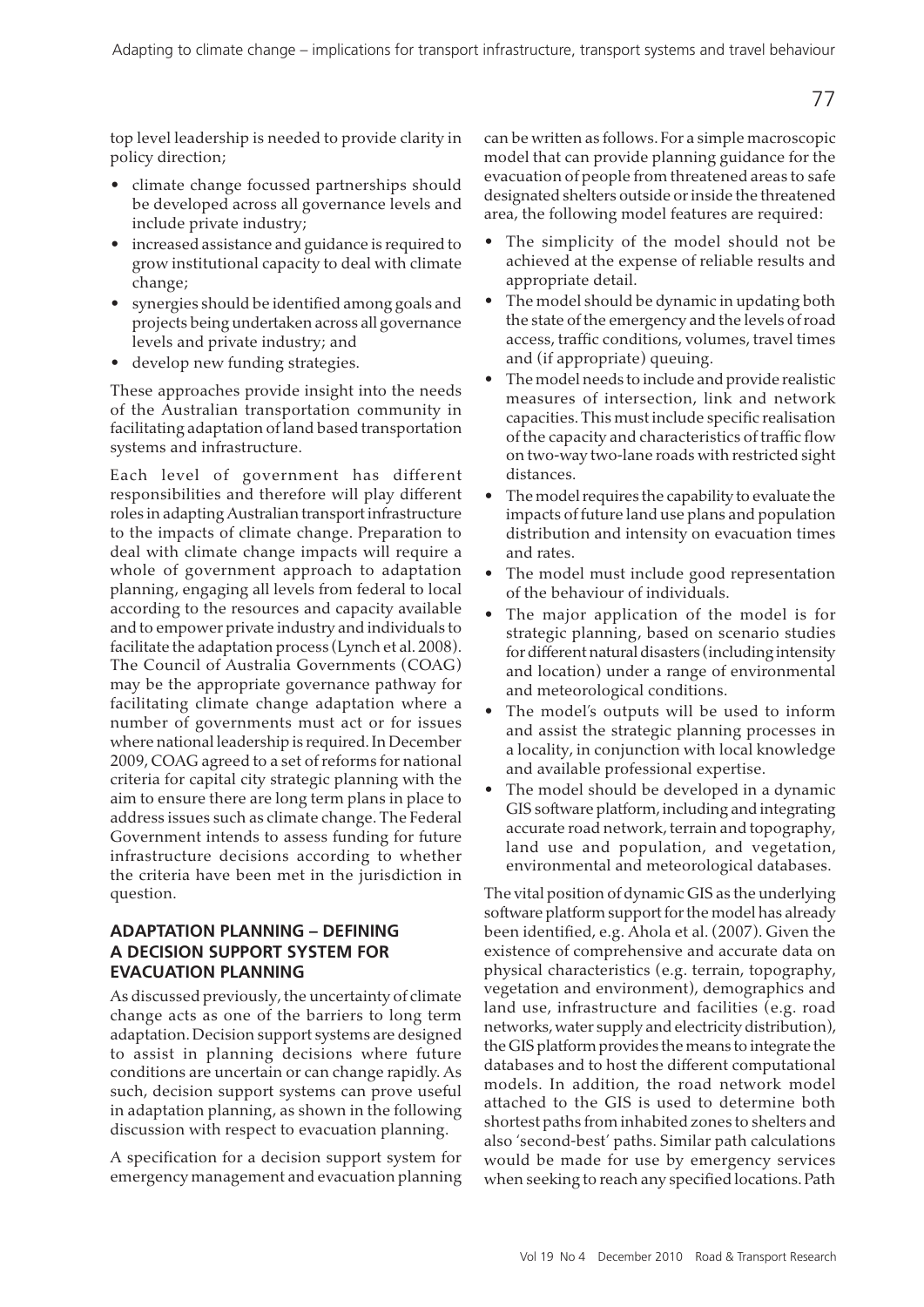top level leadership is needed to provide clarity in policy direction;

- climate change focussed partnerships should be developed across all governance levels and include private industry;
- increased assistance and guidance is required to grow institutional capacity to deal with climate change;
- synergies should be identified among goals and projects being undertaken across all governance levels and private industry; and
- develop new funding strategies.

These approaches provide insight into the needs of the Australian transportation community in facilitating adaptation of land based transportation systems and infrastructure.

Each level of government has different responsibilities and therefore will play different roles in adapting Australian transport infrastructure to the impacts of climate change. Preparation to deal with climate change impacts will require a whole of government approach to adaptation planning, engaging all levels from federal to local according to the resources and capacity available and to empower private industry and individuals to facilitate the adaptation process (Lynch et al. 2008). The Council of Australia Governments (COAG) may be the appropriate governance pathway for facilitating climate change adaptation where a number of governments must act or for issues where national leadership is required. In December 2009, COAG agreed to a set of reforms for national criteria for capital city strategic planning with the aim to ensure there are long term plans in place to address issues such as climate change. The Federal Government intends to assess funding for future infrastructure decisions according to whether the criteria have been met in the jurisdiction in question.

## ADAPTATION PLANNING – DEFINING A DECISION SUPPORT SYSTEM FOR EVACUATION PLANNING

As discussed previously, the uncertainty of climate change acts as one of the barriers to long term adaptation. Decision support systems are designed to assist in planning decisions where future conditions are uncertain or can change rapidly. As such, decision support systems can prove useful in adaptation planning, as shown in the following discussion with respect to evacuation planning.

A specification for a decision support system for emergency management and evacuation planning can be written as follows. For a simple macroscopic model that can provide planning guidance for the evacuation of people from threatened areas to safe designated shelters outside or inside the threatened area, the following model features are required:

- The simplicity of the model should not be achieved at the expense of reliable results and appropriate detail.
- The model should be dynamic in updating both the state of the emergency and the levels of road access, traffic conditions, volumes, travel times and (if appropriate) queuing.
- The model needs to include and provide realistic measures of intersection, link and network capacities. This must include specific realisation of the capacity and characteristics of traffic flow on two-way two-lane roads with restricted sight distances.
- The model requires the capability to evaluate the impacts of future land use plans and population distribution and intensity on evacuation times and rates.
- The model must include good representation of the behaviour of individuals.
- The major application of the model is for strategic planning, based on scenario studies for different natural disasters (including intensity and location) under a range of environmental and meteorological conditions.
- The model's outputs will be used to inform and assist the strategic planning processes in a locality, in conjunction with local knowledge and available professional expertise.
- The model should be developed in a dynamic GIS software platform, including and integrating accurate road network, terrain and topography, land use and population, and vegetation, environmental and meteorological databases.

The vital position of dynamic GIS as the underlying software platform support for the model has already been identified, e.g. Ahola et al. (2007). Given the existence of comprehensive and accurate data on physical characteristics (e.g. terrain, topography, vegetation and environment), demographics and land use, infrastructure and facilities (e.g. road networks, water supply and electricity distribution), the GIS platform provides the means to integrate the databases and to host the different computational models. In addition, the road network model attached to the GIS is used to determine both shortest paths from inhabited zones to shelters and also 'second-best' paths. Similar path calculations would be made for use by emergency services when seeking to reach any specified locations. Path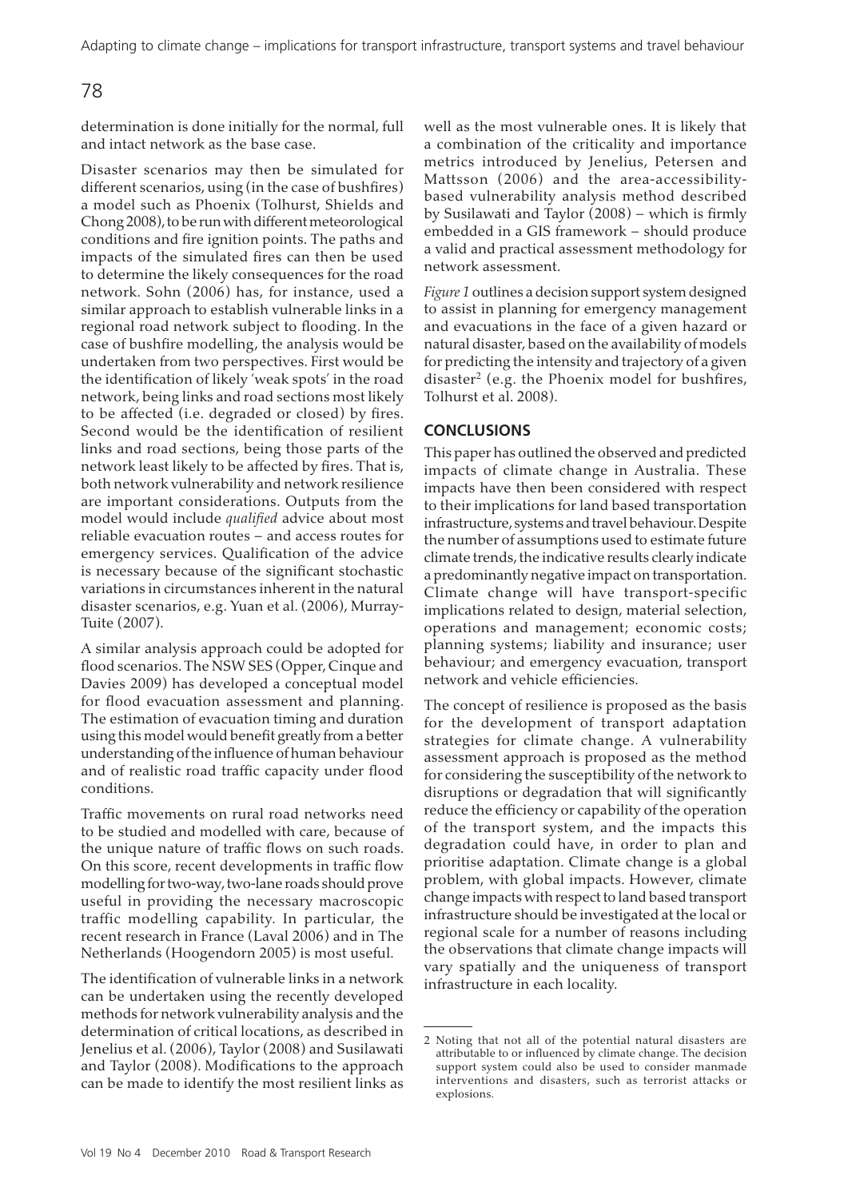determination is done initially for the normal, full and intact network as the base case.

Disaster scenarios may then be simulated for different scenarios, using (in the case of bushfires) a model such as Phoenix (Tolhurst, Shields and Chong 2008), to be run with different meteorological conditions and fire ignition points. The paths and impacts of the simulated fires can then be used to determine the likely consequences for the road network. Sohn (2006) has, for instance, used a similar approach to establish vulnerable links in a regional road network subject to flooding. In the case of bushfire modelling, the analysis would be undertaken from two perspectives. First would be the identification of likely 'weak spots' in the road network, being links and road sections most likely to be affected (i.e. degraded or closed) by fires. Second would be the identification of resilient links and road sections, being those parts of the network least likely to be affected by fires. That is, both network vulnerability and network resilience are important considerations. Outputs from the model would include *qualified* advice about most reliable evacuation routes – and access routes for emergency services. Qualification of the advice is necessary because of the significant stochastic variations in circumstances inherent in the natural disaster scenarios, e.g. Yuan et al. (2006), Murray-Tuite (2007).

A similar analysis approach could be adopted for flood scenarios. The NSW SES (Opper, Cinque and Davies 2009) has developed a conceptual model for flood evacuation assessment and planning. The estimation of evacuation timing and duration using this model would benefit greatly from a better understanding of the influence of human behaviour and of realistic road traffic capacity under flood conditions.

Traffic movements on rural road networks need to be studied and modelled with care, because of the unique nature of traffic flows on such roads. On this score, recent developments in traffic flow modelling for two-way, two-lane roads should prove useful in providing the necessary macroscopic traffic modelling capability. In particular, the recent research in France (Laval 2006) and in The Netherlands (Hoogendorn 2005) is most useful.

The identification of vulnerable links in a network can be undertaken using the recently developed methods for network vulnerability analysis and the determination of critical locations, as described in Jenelius et al. (2006), Taylor (2008) and Susilawati and Taylor (2008). Modifications to the approach can be made to identify the most resilient links as well as the most vulnerable ones. It is likely that a combination of the criticality and importance metrics introduced by Jenelius, Petersen and Mattsson (2006) and the area-accessibility-based vulnerability analysis method described by Susilawati and Taylor (2008) – which is firmly embedded in a GIS framework – should produce a valid and practical assessment methodology for network assessment.

*Figure 1* outlines a decision support system designed to assist in planning for emergency management and evacuations in the face of a given hazard or natural disaster, based on the availability of models for predicting the intensity and trajectory of a given disaster[2] (e.g. the Phoenix model for bushfires, Tolhurst et al. 2008).

## CONCLUSIONS

This paper has outlined the observed and predicted impacts of climate change in Australia. These impacts have then been considered with respect to their implications for land based transportation infrastructure, systems and travel behaviour. Despite the number of assumptions used to estimate future climate trends, the indicative results clearly indicate a predominantly negative impact on transportation. Climate change will have transport-specific implications related to design, material selection, operations and management; economic costs; planning systems; liability and insurance; user behaviour; and emergency evacuation, transport network and vehicle efficiencies.

The concept of resilience is proposed as the basis for the development of transport adaptation strategies for climate change. A vulnerability assessment approach is proposed as the method for considering the susceptibility of the network to disruptions or degradation that will significantly reduce the efficiency or capability of the operation of the transport system, and the impacts this degradation could have, in order to plan and prioritise adaptation. Climate change is a global problem, with global impacts. However, climate change impacts with respect to land based transport infrastructure should be investigated at the local or regional scale for a number of reasons including the observations that climate change impacts will vary spatially and the uniqueness of transport infrastructure in each locality.

---

[2] Noting that not all of the potential natural disasters are attributable to or influenced by climate change. The decision support system could also be used to consider manmade interventions and disasters, such as terrorist attacks or explosions.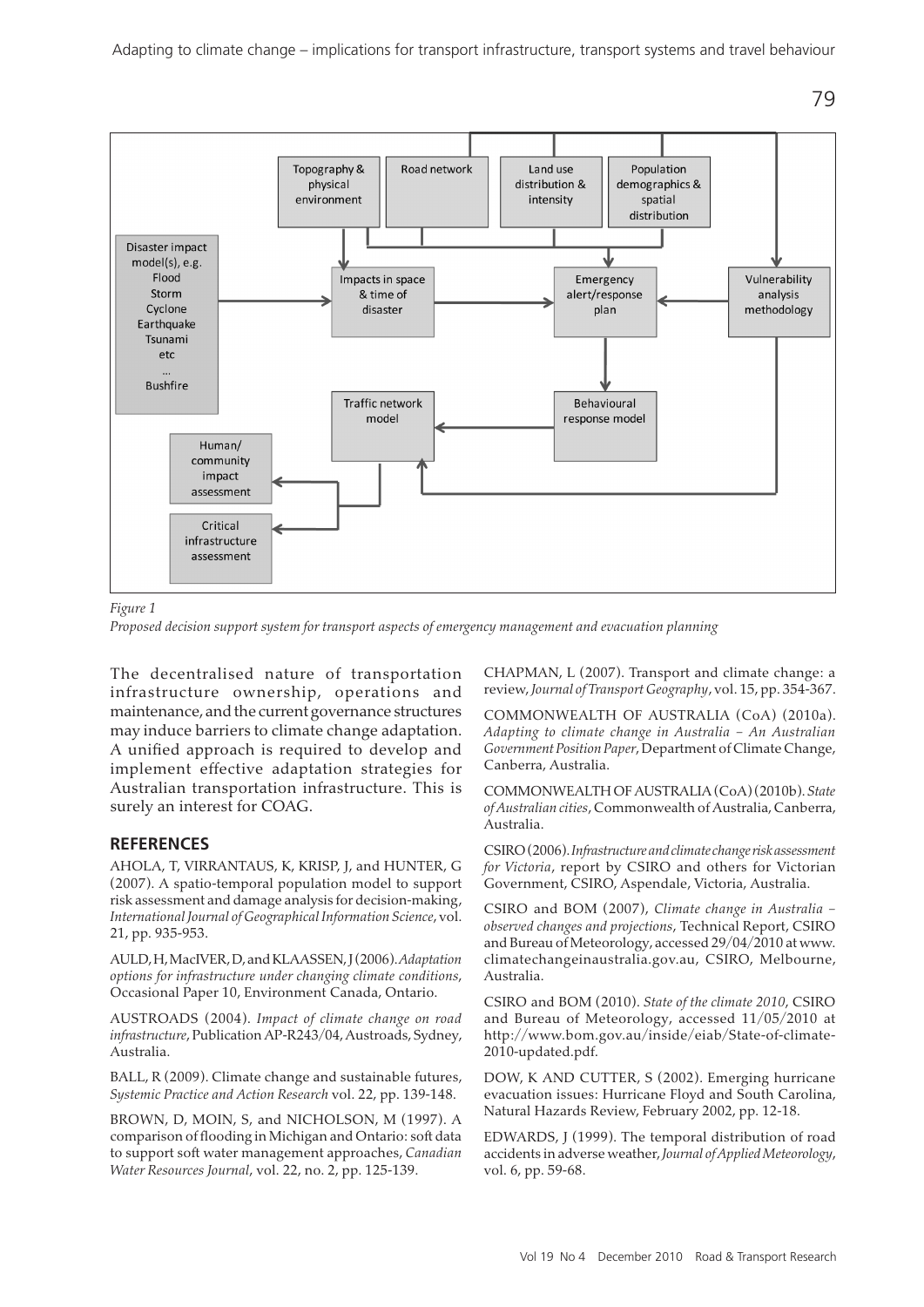*Figure 1*

*Proposed decision support system for transport aspects of emergency management and evacuation planning*

The decentralised nature of transportation infrastructure ownership, operations and maintenance, and the current governance structures may induce barriers to climate change adaptation. A unified approach is required to develop and implement effective adaptation strategies for Australian transportation infrastructure. This is surely an interest for COAG.

## REFERENCES

AHOLA, T, VIRRANTAUS, K, KRISP, J, and HUNTER, G (2007). A spatio-temporal population model to support risk assessment and damage analysis for decision-making, *International Journal of Geographical Information Science*, vol. 21, pp. 935-953.

AULD, H, MacIVER, D, and KLAASSEN, J (2006). *Adaptation options for infrastructure under changing climate conditions*, Occasional Paper 10, Environment Canada, Ontario.

AUSTROADS (2004). *Impact of climate change on road infrastructure*, Publication AP-R243/04, Austroads, Sydney, Australia.

BALL, R (2009). Climate change and sustainable futures, *Systemic Practice and Action Research* vol. 22, pp. 139-148.

BROWN, D, MOIN, S, and NICHOLSON, M (1997). A comparison of flooding in Michigan and Ontario: soft data to support soft water management approaches, *Canadian Water Resources Journal*, vol. 22, no. 2, pp. 125-139.

CHAPMAN, L (2007). Transport and climate change: a review, *Journal of Transport Geography*, vol. 15, pp. 354-367.

COMMONWEALTH OF AUSTRALIA (CoA) (2010a). *Adapting to climate change in Australia – An Australian Government Position Paper*, Department of Climate Change, Canberra, Australia.

COMMONWEALTH OF AUSTRALIA (CoA) (2010b). *State of Australian cities*, Commonwealth of Australia, Canberra, Australia.

CSIRO (2006). *Infrastructure and climate change risk assessment for Victoria*, report by CSIRO and others for Victorian Government, CSIRO, Aspendale, Victoria, Australia.

CSIRO and BOM (2007), *Climate change in Australia – observed changes and projections*, Technical Report, CSIRO and Bureau of Meteorology, accessed 29/04/2010 at www.climatechangeinaustralia.gov.au, CSIRO, Melbourne, Australia.

CSIRO and BOM (2010). *State of the climate 2010*, CSIRO and Bureau of Meteorology, accessed 11/05/2010 at http://www.bom.gov.au/inside/eiab/State-of-climate-2010-updated.pdf.

DOW, K AND CUTTER, S (2002). Emerging hurricane evacuation issues: Hurricane Floyd and South Carolina, Natural Hazards Review, February 2002, pp. 12-18.

EDWARDS, J (1999). The temporal distribution of road accidents in adverse weather, *Journal of Applied Meteorology*, vol. 6, pp. 59-68.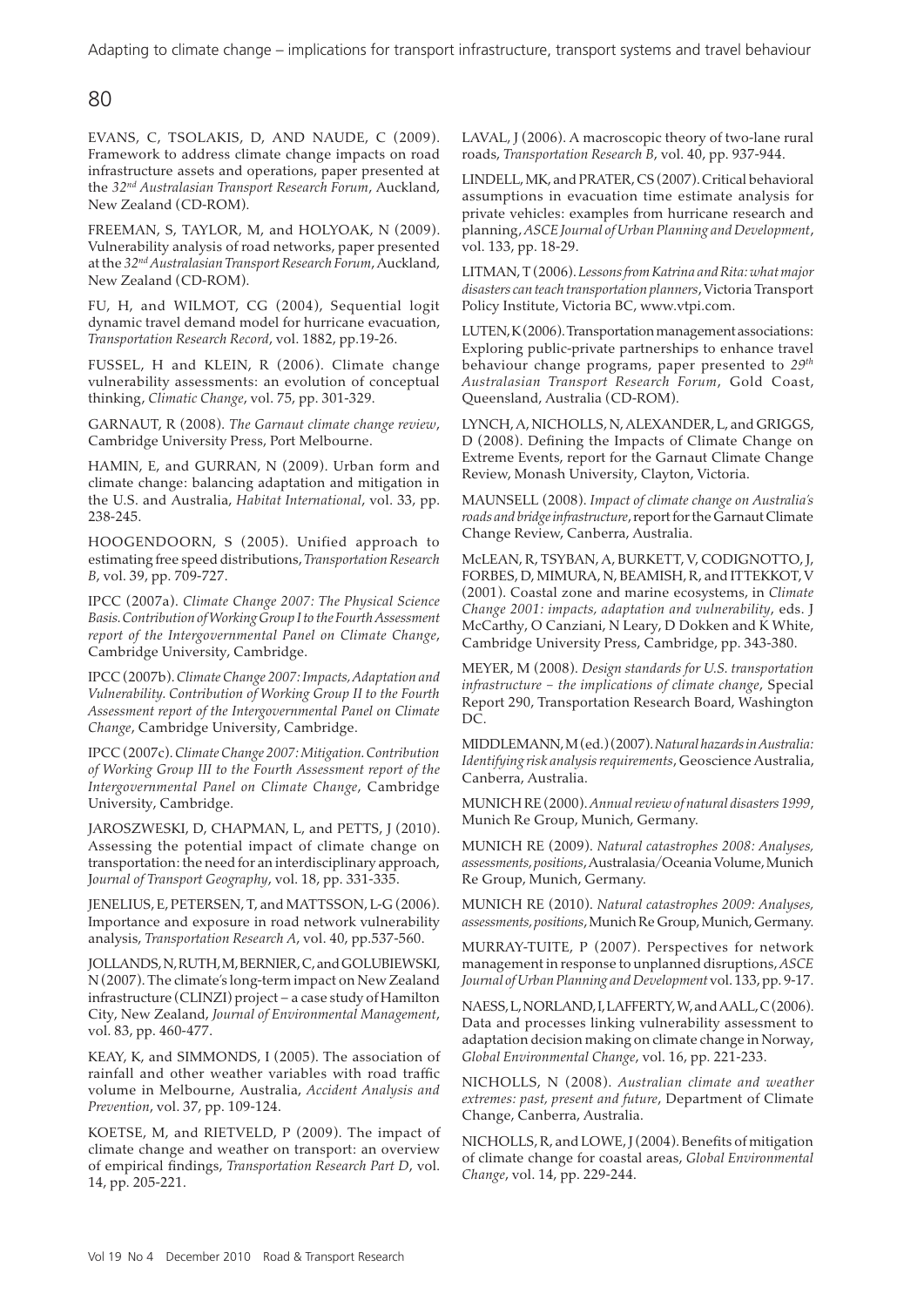EVANS, C, TSOLAKIS, D, AND NAUDE, C (2009). Framework to address climate change impacts on road infrastructure assets and operations, paper presented at the *32nd Australasian Transport Research Forum*, Auckland, New Zealand (CD-ROM).

FREEMAN, S, TAYLOR, M, and HOLYOAK, N (2009). Vulnerability analysis of road networks, paper presented at the *32nd Australasian Transport Research Forum*, Auckland, New Zealand (CD-ROM).

FU, H, and WILMOT, CG (2004), Sequential logit dynamic travel demand model for hurricane evacuation, *Transportation Research Record*, vol. 1882, pp.19-26.

FUSSEL, H and KLEIN, R (2006). Climate change vulnerability assessments: an evolution of conceptual thinking, *Climatic Change*, vol. 75, pp. 301-329.

GARNAUT, R (2008). *The Garnaut climate change review*, Cambridge University Press, Port Melbourne.

HAMIN, E, and GURRAN, N (2009). Urban form and climate change: balancing adaptation and mitigation in the U.S. and Australia, *Habitat International*, vol. 33, pp. 238-245.

HOOGENDOORN, S (2005). Unified approach to estimating free speed distributions, *Transportation Research B*, vol. 39, pp. 709-727.

IPCC (2007a). *Climate Change 2007: The Physical Science Basis. Contribution of Working Group I to the Fourth Assessment report of the Intergovernmental Panel on Climate Change*, Cambridge University, Cambridge.

IPCC (2007b). *Climate Change 2007: Impacts, Adaptation and Vulnerability. Contribution of Working Group II to the Fourth Assessment report of the Intergovernmental Panel on Climate Change*, Cambridge University, Cambridge.

IPCC (2007c). *Climate Change 2007: Mitigation. Contribution of Working Group III to the Fourth Assessment report of the Intergovernmental Panel on Climate Change*, Cambridge University, Cambridge.

JAROSZWESKI, D, CHAPMAN, L, and PETTS, J (2010). Assessing the potential impact of climate change on transportation: the need for an interdisciplinary approach, *Journal of Transport Geography*, vol. 18, pp. 331-335.

JENELIUS, E, PETERSEN, T, and MATTSSON, L-G (2006). Importance and exposure in road network vulnerability analysis, *Transportation Research A*, vol. 40, pp.537-560.

JOLLANDS, N, RUTH, M, BERNIER, C, and GOLUBIEWSKI, N (2007). The climate's long-term impact on New Zealand infrastructure (CLINZI) project – a case study of Hamilton City, New Zealand, *Journal of Environmental Management*, vol. 83, pp. 460-477.

KEAY, K, and SIMMONDS, I (2005). The association of rainfall and other weather variables with road traffic volume in Melbourne, Australia, *Accident Analysis and Prevention*, vol. 37, pp. 109-124.

KOETSE, M, and RIETVELD, P (2009). The impact of climate change and weather on transport: an overview of empirical findings, *Transportation Research Part D*, vol. 14, pp. 205-221.

LAVAL, J (2006). A macroscopic theory of two-lane rural roads, *Transportation Research B*, vol. 40, pp. 937-944.

LINDELL, MK, and PRATER, CS (2007). Critical behavioral assumptions in evacuation time estimate analysis for private vehicles: examples from hurricane research and planning, *ASCE Journal of Urban Planning and Development*, vol. 133, pp. 18-29.

LITMAN, T (2006). *Lessons from Katrina and Rita: what major disasters can teach transportation planners*, Victoria Transport Policy Institute, Victoria BC, www.vtpi.com.

LUTEN, K (2006). Transportation management associations: Exploring public-private partnerships to enhance travel behaviour change programs, paper presented to *29th Australasian Transport Research Forum*, Gold Coast, Queensland, Australia (CD-ROM).

LYNCH, A, NICHOLLS, N, ALEXANDER, L, and GRIGGS, D (2008). Defining the Impacts of Climate Change on Extreme Events, report for the Garnaut Climate Change Review, Monash University, Clayton, Victoria.

MAUNSELL (2008). *Impact of climate change on Australia's roads and bridge infrastructure*, report for the Garnaut Climate Change Review, Canberra, Australia.

McLEAN, R, TSYBAN, A, BURKETT, V, CODIGNOTTO, J, FORBES, D, MIMURA, N, BEAMISH, R, and ITTEKKOT, V (2001). Coastal zone and marine ecosystems, in *Climate Change 2001: impacts, adaptation and vulnerability*, eds. J McCarthy, O Canziani, N Leary, D Dokken and K White, Cambridge University Press, Cambridge, pp. 343-380.

MEYER, M (2008). *Design standards for U.S. transportation infrastructure – the implications of climate change*, Special Report 290, Transportation Research Board, Washington DC.

MIDDLEMANN, M (ed.) (2007). *Natural hazards in Australia: Identifying risk analysis requirements*, Geoscience Australia, Canberra, Australia.

MUNICH RE (2000). *Annual review of natural disasters 1999*, Munich Re Group, Munich, Germany.

MUNICH RE (2009). *Natural catastrophes 2008: Analyses, assessments, positions*, Australasia/Oceania Volume, Munich Re Group, Munich, Germany.

MUNICH RE (2010). *Natural catastrophes 2009: Analyses, assessments, positions*, Munich Re Group, Munich, Germany.

MURRAY-TUITE, P (2007). Perspectives for network management in response to unplanned disruptions, *ASCE Journal of Urban Planning and Development* vol. 133, pp. 9-17.

NAESS, L, NORLAND, I, LAFFERTY, W, and AALL, C (2006). Data and processes linking vulnerability assessment to adaptation decision making on climate change in Norway, *Global Environmental Change*, vol. 16, pp. 221-233.

NICHOLLS, N (2008). *Australian climate and weather extremes: past, present and future*, Department of Climate Change, Canberra, Australia.

NICHOLLS, R, and LOWE, J (2004). Benefits of mitigation of climate change for coastal areas, *Global Environmental Change*, vol. 14, pp. 229-244.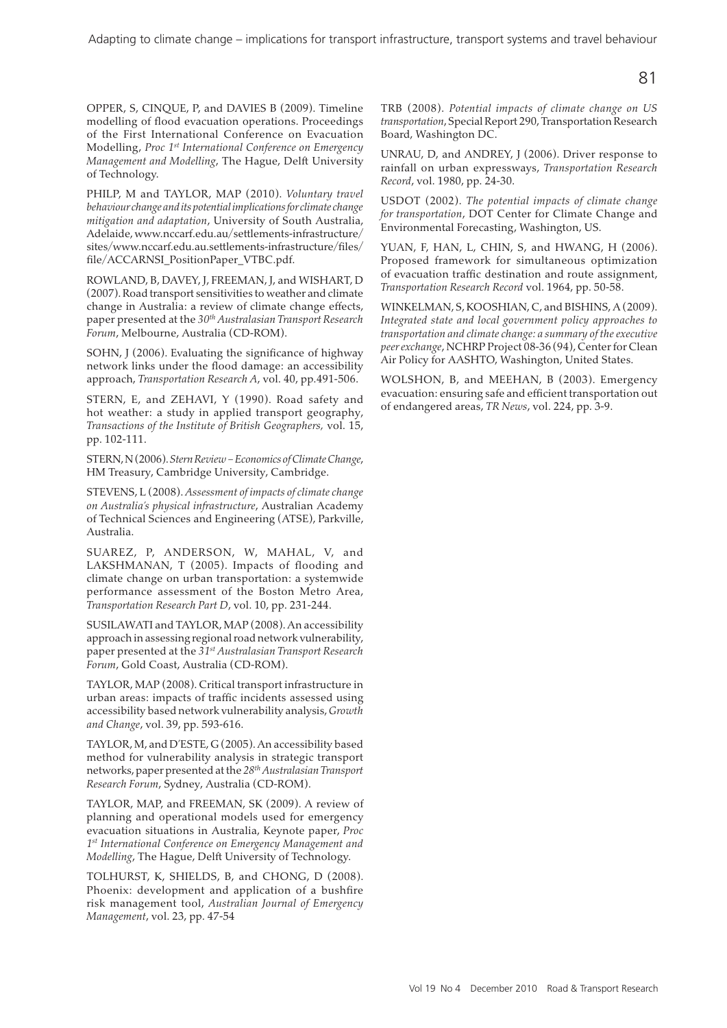OPPER, S, CINQUE, P, and DAVIES B (2009). Timeline modelling of flood evacuation operations. Proceedings of the First International Conference on Evacuation Modelling, *Proc 1st International Conference on Emergency Management and Modelling*, The Hague, Delft University of Technology.

PHILP, M and TAYLOR, MAP (2010). *Voluntary travel behaviour change and its potential implications for climate change mitigation and adaptation*, University of South Australia, Adelaide, www.nccarf.edu.au/settlements-infrastructure/sites/www.nccarf.edu.au.settlements-infrastructure/files/file/ACCARNSI_PositionPaper_VTBC.pdf.

ROWLAND, B, DAVEY, J, FREEMAN, J, and WISHART, D (2007). Road transport sensitivities to weather and climate change in Australia: a review of climate change effects, paper presented at the *30th Australasian Transport Research Forum*, Melbourne, Australia (CD-ROM).

SOHN, J (2006). Evaluating the significance of highway network links under the flood damage: an accessibility approach, *Transportation Research A*, vol. 40, pp.491-506.

STERN, E, and ZEHAVI, Y (1990). Road safety and hot weather: a study in applied transport geography, *Transactions of the Institute of British Geographers,* vol. 15, pp. 102-111.

STERN, N (2006). *Stern Review – Economics of Climate Change*, HM Treasury, Cambridge University, Cambridge.

STEVENS, L (2008). *Assessment of impacts of climate change on Australia's physical infrastructure*, Australian Academy of Technical Sciences and Engineering (ATSE), Parkville, Australia.

SUAREZ, P, ANDERSON, W, MAHAL, V, and LAKSHMANAN, T (2005). Impacts of flooding and climate change on urban transportation: a systemwide performance assessment of the Boston Metro Area, *Transportation Research Part D*, vol. 10, pp. 231-244.

SUSILAWATI and TAYLOR, MAP (2008). An accessibility approach in assessing regional road network vulnerability, paper presented at the *31st Australasian Transport Research Forum*, Gold Coast, Australia (CD-ROM).

TAYLOR, MAP (2008). Critical transport infrastructure in urban areas: impacts of traffic incidents assessed using accessibility based network vulnerability analysis, *Growth and Change*, vol. 39, pp. 593-616.

TAYLOR, M, and D'ESTE, G (2005). An accessibility based method for vulnerability analysis in strategic transport networks, paper presented at the *28th Australasian Transport Research Forum*, Sydney, Australia (CD-ROM).

TAYLOR, MAP, and FREEMAN, SK (2009). A review of planning and operational models used for emergency evacuation situations in Australia, Keynote paper, *Proc 1st International Conference on Emergency Management and Modelling*, The Hague, Delft University of Technology.

TOLHURST, K, SHIELDS, B, and CHONG, D (2008). Phoenix: development and application of a bushfire risk management tool, *Australian Journal of Emergency Management*, vol. 23, pp. 47-54

TRB (2008). *Potential impacts of climate change on US transportation*, Special Report 290, Transportation Research Board, Washington DC.

UNRAU, D, and ANDREY, J (2006). Driver response to rainfall on urban expressways, *Transportation Research Record*, vol. 1980, pp. 24-30.

USDOT (2002). *The potential impacts of climate change for transportation*, DOT Center for Climate Change and Environmental Forecasting, Washington, US.

YUAN, F, HAN, L, CHIN, S, and HWANG, H (2006). Proposed framework for simultaneous optimization of evacuation traffic destination and route assignment, *Transportation Research Record* vol. 1964, pp. 50-58.

WINKELMAN, S, KOOSHIAN, C, and BISHINS, A (2009). *Integrated state and local government policy approaches to transportation and climate change: a summary of the executive peer exchange*, NCHRP Project 08-36 (94), Center for Clean Air Policy for AASHTO, Washington, United States.

WOLSHON, B, and MEEHAN, B (2003). Emergency evacuation: ensuring safe and efficient transportation out of endangered areas, *TR News*, vol. 224, pp. 3-9.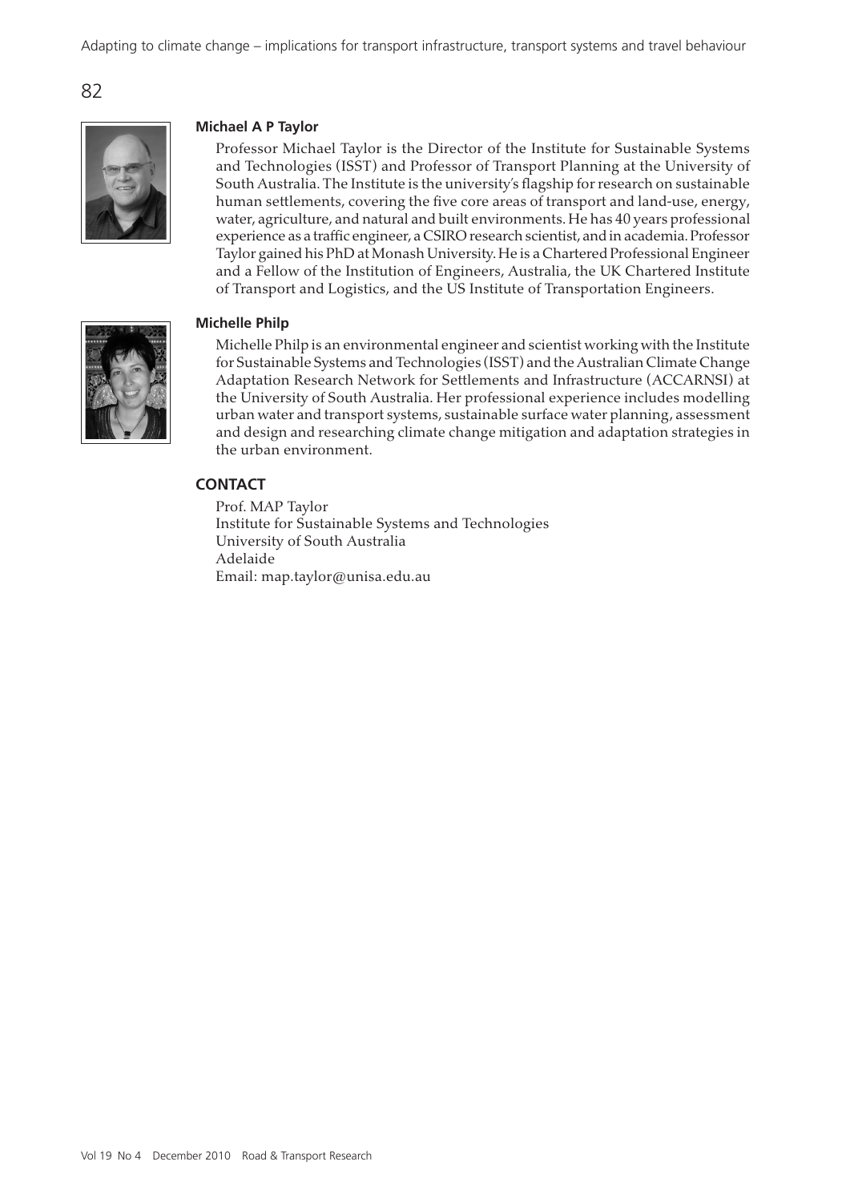**Michael A P Taylor**

Professor Michael Taylor is the Director of the Institute for Sustainable Systems and Technologies (ISST) and Professor of Transport Planning at the University of South Australia. The Institute is the university's flagship for research on sustainable human settlements, covering the five core areas of transport and land-use, energy, water, agriculture, and natural and built environments. He has 40 years professional experience as a traffic engineer, a CSIRO research scientist, and in academia. Professor Taylor gained his PhD at Monash University. He is a Chartered Professional Engineer and a Fellow of the Institution of Engineers, Australia, the UK Chartered Institute of Transport and Logistics, and the US Institute of Transportation Engineers.

**Michelle Philp**

Michelle Philp is an environmental engineer and scientist working with the Institute for Sustainable Systems and Technologies (ISST) and the Australian Climate Change Adaptation Research Network for Settlements and Infrastructure (ACCARNSI) at the University of South Australia. Her professional experience includes modelling urban water and transport systems, sustainable surface water planning, assessment and design and researching climate change mitigation and adaptation strategies in the urban environment.

## CONTACT

Prof. MAP Taylor
Institute for Sustainable Systems and Technologies
University of South Australia
Adelaide
Email: map.taylor@unisa.edu.au